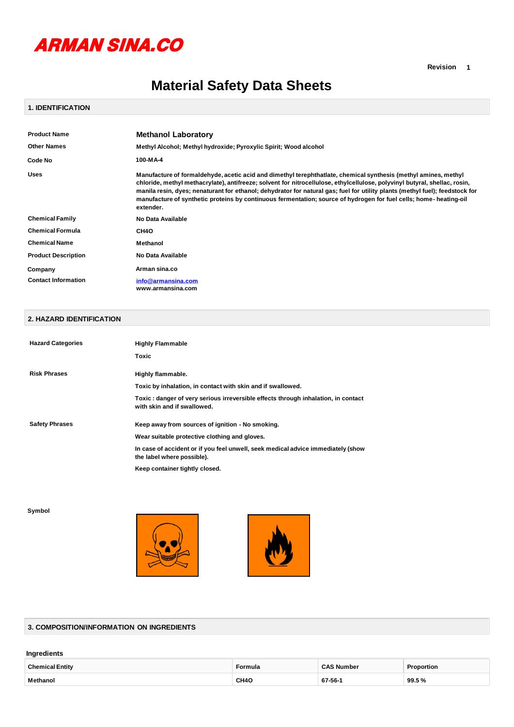**ARMAN SINA.CO**

Revision 1

# Material Safety Data Sheets

## 1. IDENTIFICATION

| | |
|---|---|
| **Product Name** | **Methanol Laboratory** |
| **Other Names** | Methyl Alcohol; Methyl hydroxide; Pyroxylic Spirit; Wood alcohol |
| **Code No** | 100-MA-4 |
| **Uses** | Manufacture of formaldehyde, acetic acid and dimethyl terephthatlate, chemical synthesis (methyl amines, methyl chloride, methyl methacrylate), antifreeze; solvent for nitrocellulose, ethylcellulose, polyvinyl butyral, shellac, rosin, manila resin, dyes; nenaturant for ethanol; dehydrator for natural gas; fuel for utility plants (methyl fuel); feedstock for manufacture of synthetic proteins by continuous fermentation; source of hydrogen for fuel cells; home- heating-oil extender. |
| **Chemical Family** | No Data Available |
| **Chemical Formula** | $CH_4O$ |
| **Chemical Name** | Methanol |
| **Product Description** | No Data Available |
| **Company** | Arman sina.co |
| **Contact Information** | info@armansina.com<br>www.armansina.com |

## 2. HAZARD IDENTIFICATION

| | |
|---|---|
| **Hazard Categories** | Highly Flammable<br>Toxic |
| **Risk Phrases** | Highly flammable.<br>Toxic by inhalation, in contact with skin and if swallowed.<br>Toxic : danger of very serious irreversible effects through inhalation, in contact with skin and if swallowed. |
| **Safety Phrases** | Keep away from sources of ignition - No smoking.<br>Wear suitable protective clothing and gloves.<br>In case of accident or if you feel unwell, seek medical advice immediately (show the label where possible).<br>Keep container tightly closed. |

**Symbol**

## 3. COMPOSITION/INFORMATION ON INGREDIENTS

**Ingredients**

| Chemical Entity | Formula | CAS Number | Proportion |
|---|---|---|---|
| Methanol | $CH_4O$ | 67-56-1 | 99.5 % |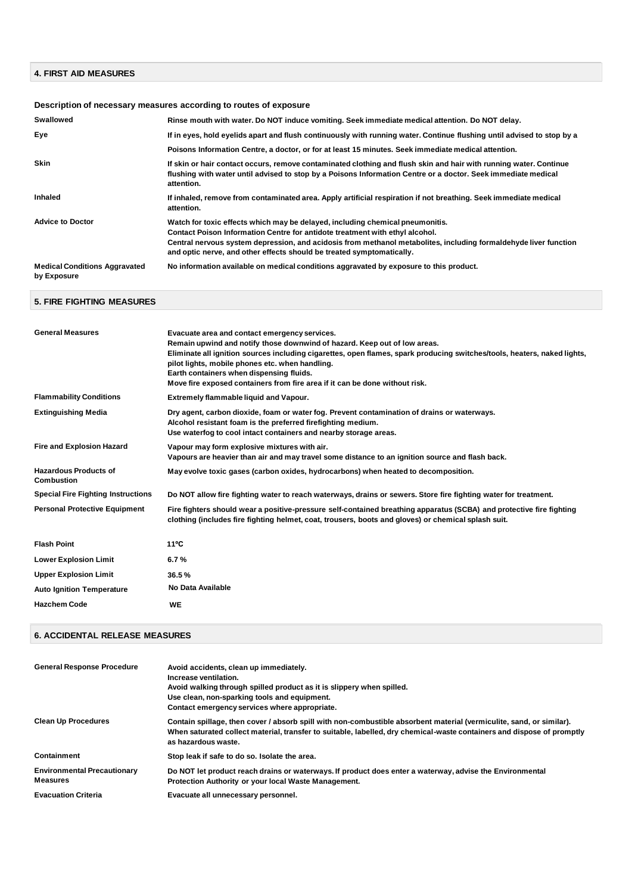## 4. FIRST AID MEASURES

### Description of necessary measures according to routes of exposure

| | |
|---|---|
| **Swallowed** | Rinse mouth with water. Do NOT induce vomiting. Seek immediate medical attention. Do NOT delay. |
| **Eye** | If in eyes, hold eyelids apart and flush continuously with running water. Continue flushing until advised to stop by a Poisons Information Centre, a doctor, or for at least 15 minutes. Seek immediate medical attention. |
| **Skin** | If skin or hair contact occurs, remove contaminated clothing and flush skin and hair with running water. Continue flushing with water until advised to stop by a Poisons Information Centre or a doctor. Seek immediate medical attention. |
| **Inhaled** | If inhaled, remove from contaminated area. Apply artificial respiration if not breathing. Seek immediate medical attention. |
| **Advice to Doctor** | Watch for toxic effects which may be delayed, including chemical pneumonitis. Contact Poison Information Centre for antidote treatment with ethyl alcohol. Central nervous system depression, and acidosis from methanol metabolites, including formaldehyde liver function and optic nerve, and other effects should be treated symptomatically. |
| **Medical Conditions Aggravated by Exposure** | No information available on medical conditions aggravated by exposure to this product. |

## 5. FIRE FIGHTING MEASURES

| | |
|---|---|
| **General Measures** | Evacuate area and contact emergency services. Remain upwind and notify those downwind of hazard. Keep out of low areas. Eliminate all ignition sources including cigarettes, open flames, spark producing switches/tools, heaters, naked lights, pilot lights, mobile phones etc. when handling. Earth containers when dispensing fluids. Move fire exposed containers from fire area if it can be done without risk. |
| **Flammability Conditions** | Extremely flammable liquid and Vapour. |
| **Extinguishing Media** | Dry agent, carbon dioxide, foam or water fog. Prevent contamination of drains or waterways. Alcohol resistant foam is the preferred firefighting medium. Use waterfog to cool intact containers and nearby storage areas. |
| **Fire and Explosion Hazard** | Vapour may form explosive mixtures with air. Vapours are heavier than air and may travel some distance to an ignition source and flash back. |
| **Hazardous Products of Combustion** | May evolve toxic gases (carbon oxides, hydrocarbons) when heated to decomposition. |
| **Special Fire Fighting Instructions** | Do NOT allow fire fighting water to reach waterways, drains or sewers. Store fire fighting water for treatment. |
| **Personal Protective Equipment** | Fire fighters should wear a positive-pressure self-contained breathing apparatus (SCBA) and protective fire fighting clothing (includes fire fighting helmet, coat, trousers, boots and gloves) or chemical splash suit. |
| **Flash Point** | 11ºC |
| **Lower Explosion Limit** | 6.7 % |
| **Upper Explosion Limit** | 36.5 % |
| **Auto Ignition Temperature** | No Data Available |
| **Hazchem Code** | WE |

## 6. ACCIDENTAL RELEASE MEASURES

| | |
|---|---|
| **General Response Procedure** | Avoid accidents, clean up immediately. Increase ventilation. Avoid walking through spilled product as it is slippery when spilled. Use clean, non-sparking tools and equipment. Contact emergency services where appropriate. |
| **Clean Up Procedures** | Contain spillage, then cover / absorb spill with non-combustible absorbent material (vermiculite, sand, or similar). When saturated collect material, transfer to suitable, labelled, dry chemical-waste containers and dispose of promptly as hazardous waste. |
| **Containment** | Stop leak if safe to do so. Isolate the area. |
| **Environmental Precautionary Measures** | Do NOT let product reach drains or waterways. If product does enter a waterway, advise the Environmental Protection Authority or your local Waste Management. |
| **Evacuation Criteria** | Evacuate all unnecessary personnel. |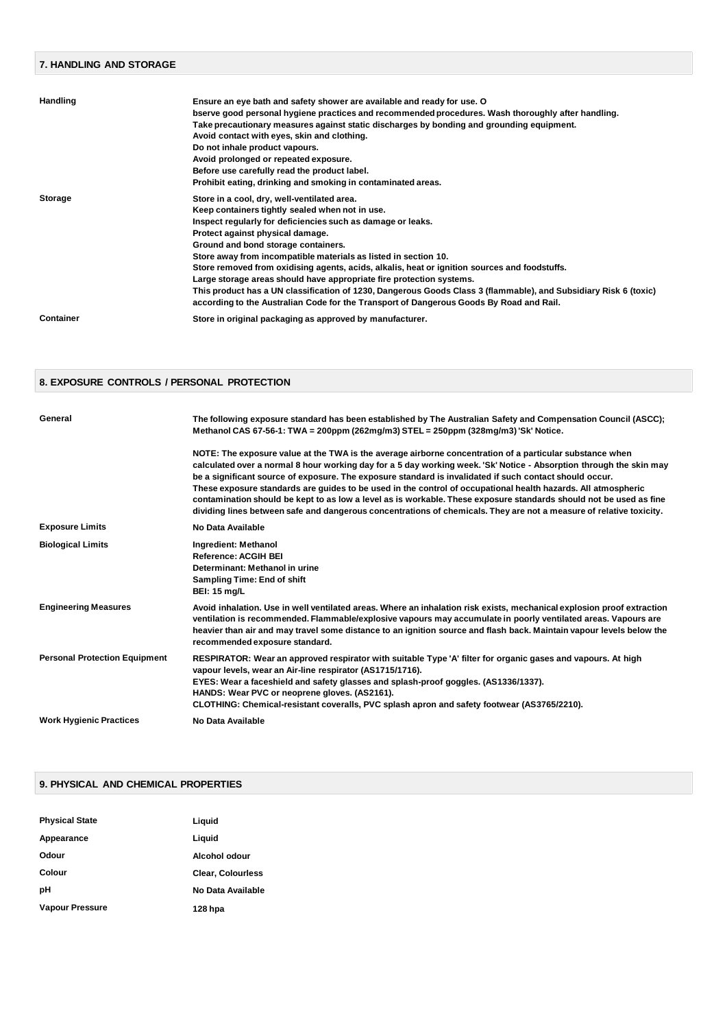## 7. HANDLING AND STORAGE

| | |
|---|---|
| **Handling** | **Ensure an eye bath and safety shower are available and ready for use. O bserve good personal hygiene practices and recommended procedures. Wash thoroughly after handling. Take precautionary measures against static discharges by bonding and grounding equipment. Avoid contact with eyes, skin and clothing. Do not inhale product vapours. Avoid prolonged or repeated exposure. Before use carefully read the product label. Prohibit eating, drinking and smoking in contaminated areas.** |
| **Storage** | **Store in a cool, dry, well-ventilated area. Keep containers tightly sealed when not in use. Inspect regularly for deficiencies such as damage or leaks. Protect against physical damage. Ground and bond storage containers. Store away from incompatible materials as listed in section 10. Store removed from oxidising agents, acids, alkalis, heat or ignition sources and foodstuffs. Large storage areas should have appropriate fire protection systems. This product has a UN classification of 1230, Dangerous Goods Class 3 (flammable), and Subsidiary Risk 6 (toxic) according to the Australian Code for the Transport of Dangerous Goods By Road and Rail.** |
| **Container** | **Store in original packaging as approved by manufacturer.** |

## 8. EXPOSURE CONTROLS / PERSONAL PROTECTION

| | |
|---|---|
| **General** | **The following exposure standard has been established by The Australian Safety and Compensation Council (ASCC); Methanol CAS 67-56-1: TWA = 200ppm (262mg/m3) STEL = 250ppm (328mg/m3) 'Sk' Notice.**<br><br>**NOTE: The exposure value at the TWA is the average airborne concentration of a particular substance when calculated over a normal 8 hour working day for a 5 day working week. 'Sk' Notice - Absorption through the skin may be a significant source of exposure. The exposure standard is invalidated if such contact should occur. These exposure standards are guides to be used in the control of occupational health hazards. All atmospheric contamination should be kept to as low a level as is workable. These exposure standards should not be used as fine dividing lines between safe and dangerous concentrations of chemicals. They are not a measure of relative toxicity.** |
| **Exposure Limits** | **No Data Available** |
| **Biological Limits** | **Ingredient: Methanol**<br>**Reference: ACGIH BEI**<br>**Determinant: Methanol in urine**<br>**Sampling Time: End of shift**<br>**BEI: 15 mg/L** |
| **Engineering Measures** | **Avoid inhalation. Use in well ventilated areas. Where an inhalation risk exists, mechanical explosion proof extraction ventilation is recommended. Flammable/explosive vapours may accumulate in poorly ventilated areas. Vapours are heavier than air and may travel some distance to an ignition source and flash back. Maintain vapour levels below the recommended exposure standard.** |
| **Personal Protection Equipment** | **RESPIRATOR: Wear an approved respirator with suitable Type 'A' filter for organic gases and vapours. At high vapour levels, wear an Air-line respirator (AS1715/1716).**<br>**EYES: Wear a faceshield and safety glasses and splash-proof goggles. (AS1336/1337).**<br>**HANDS: Wear PVC or neoprene gloves. (AS2161).**<br>**CLOTHING: Chemical-resistant coveralls, PVC splash apron and safety footwear (AS3765/2210).** |
| **Work Hygienic Practices** | **No Data Available** |

## 9. PHYSICAL AND CHEMICAL PROPERTIES

| | |
|---|---|
| **Physical State** | **Liquid** |
| **Appearance** | **Liquid** |
| **Odour** | **Alcohol odour** |
| **Colour** | **Clear, Colourless** |
| **pH** | **No Data Available** |
| **Vapour Pressure** | **128 hpa** |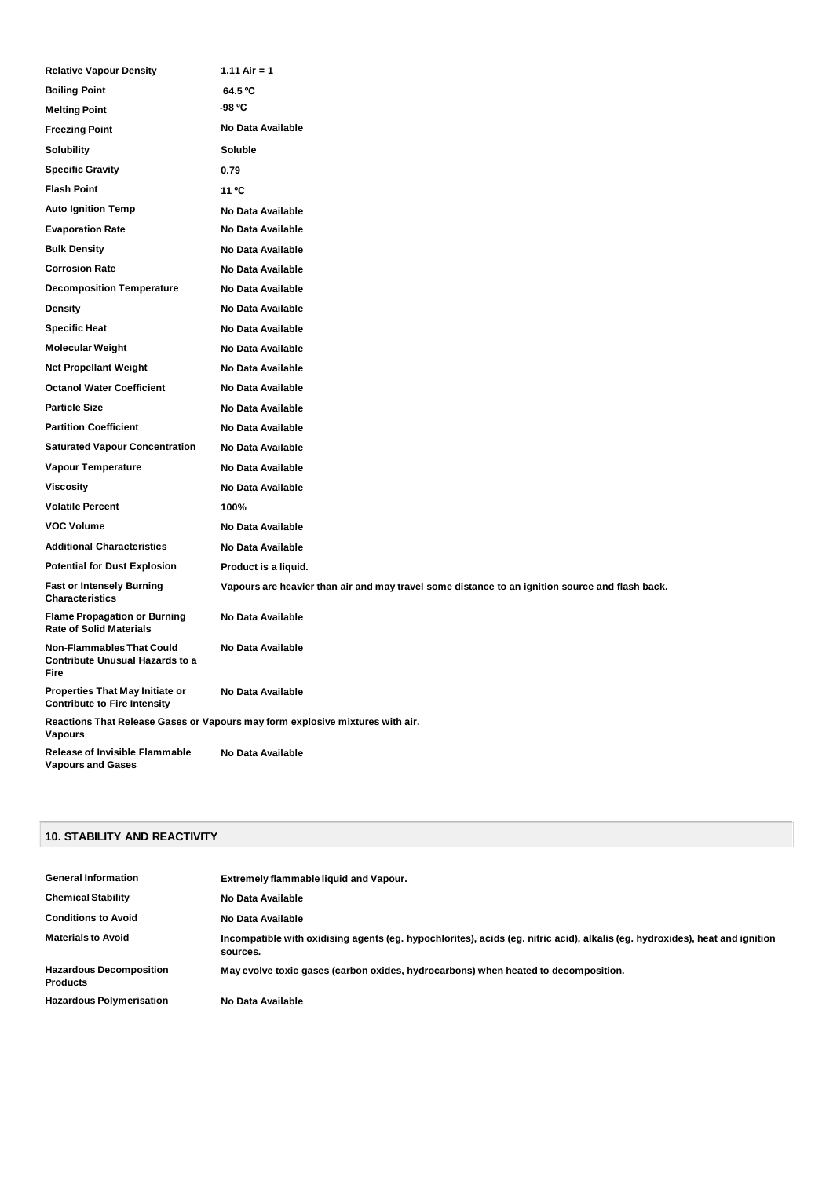| | |
|---|---|
| **Relative Vapour Density** | **1.11 Air = 1** |
| **Boiling Point** | **64.5 ºC** |
| **Melting Point** | **-98 ºC** |
| **Freezing Point** | **No Data Available** |
| **Solubility** | **Soluble** |
| **Specific Gravity** | **0.79** |
| **Flash Point** | **11 ºC** |
| **Auto Ignition Temp** | **No Data Available** |
| **Evaporation Rate** | **No Data Available** |
| **Bulk Density** | **No Data Available** |
| **Corrosion Rate** | **No Data Available** |
| **Decomposition Temperature** | **No Data Available** |
| **Density** | **No Data Available** |
| **Specific Heat** | **No Data Available** |
| **Molecular Weight** | **No Data Available** |
| **Net Propellant Weight** | **No Data Available** |
| **Octanol Water Coefficient** | **No Data Available** |
| **Particle Size** | **No Data Available** |
| **Partition Coefficient** | **No Data Available** |
| **Saturated Vapour Concentration** | **No Data Available** |
| **Vapour Temperature** | **No Data Available** |
| **Viscosity** | **No Data Available** |
| **Volatile Percent** | **100%** |
| **VOC Volume** | **No Data Available** |
| **Additional Characteristics** | **No Data Available** |
| **Potential for Dust Explosion** | **Product is a liquid.** |
| **Fast or Intensely Burning Characteristics** | **Vapours are heavier than air and may travel some distance to an ignition source and flash back.** |
| **Flame Propagation or Burning Rate of Solid Materials** | **No Data Available** |
| **Non-Flammables That Could Contribute Unusual Hazards to a Fire** | **No Data Available** |
| **Properties That May Initiate or Contribute to Fire Intensity** | **No Data Available** |
| **Reactions That Release Gases or Vapours** | **Vapours may form explosive mixtures with air.** |
| **Release of Invisible Flammable Vapours and Gases** | **No Data Available** |

## 10. STABILITY AND REACTIVITY

| | |
|---|---|
| **General Information** | **Extremely flammable liquid and Vapour.** |
| **Chemical Stability** | **No Data Available** |
| **Conditions to Avoid** | **No Data Available** |
| **Materials to Avoid** | **Incompatible with oxidising agents (eg. hypochlorites), acids (eg. nitric acid), alkalis (eg. hydroxides), heat and ignition sources.** |
| **Hazardous Decomposition Products** | **May evolve toxic gases (carbon oxides, hydrocarbons) when heated to decomposition.** |
| **Hazardous Polymerisation** | **No Data Available** |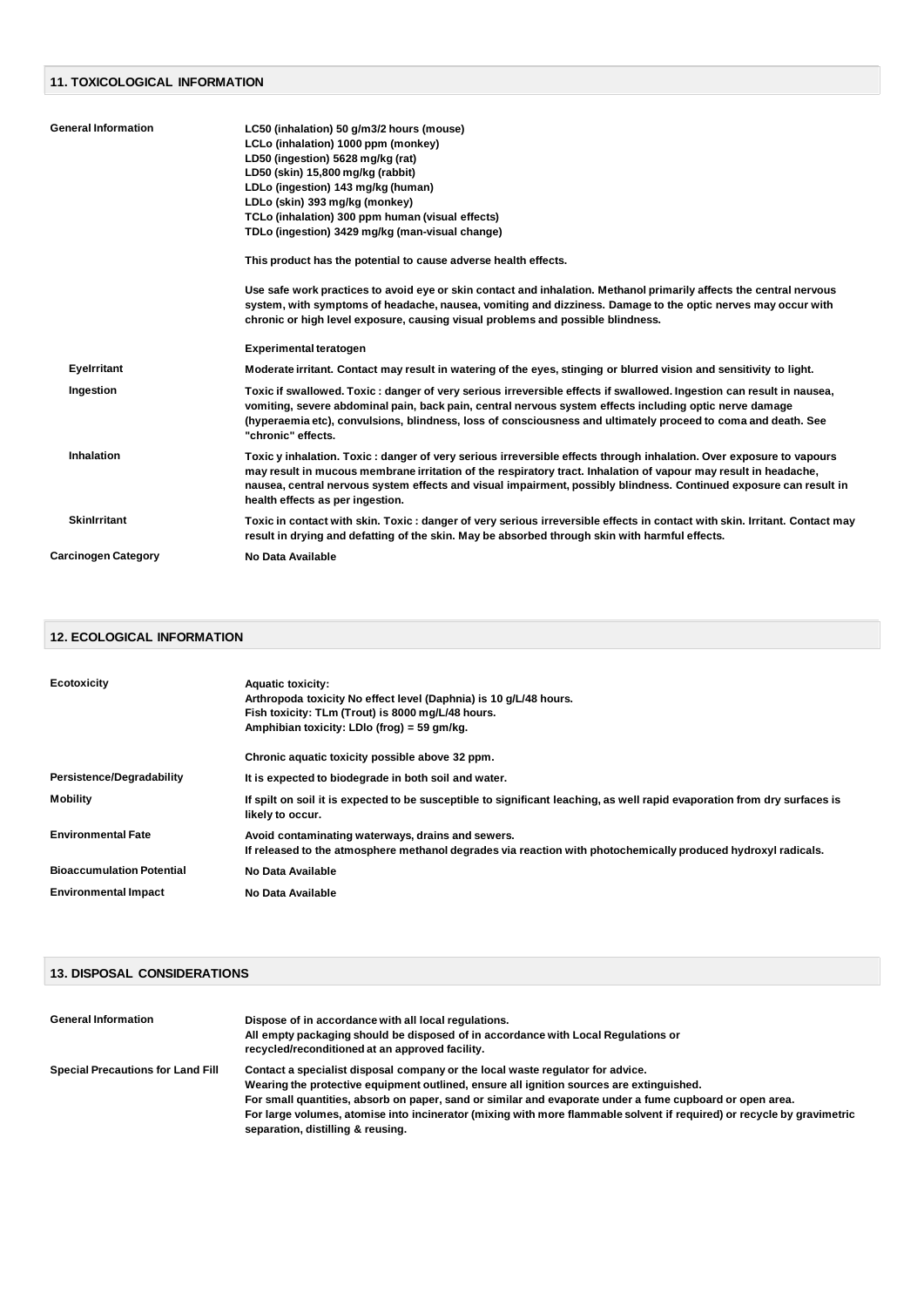## 11. TOXICOLOGICAL INFORMATION

| | |
|---|---|
| **General Information** | LC50 (inhalation) 50 g/m3/2 hours (mouse)<br>LCLo (inhalation) 1000 ppm (monkey)<br>LD50 (ingestion) 5628 mg/kg (rat)<br>LD50 (skin) 15,800 mg/kg (rabbit)<br>LDLo (ingestion) 143 mg/kg (human)<br>LDLo (skin) 393 mg/kg (monkey)<br>TCLo (inhalation) 300 ppm human (visual effects)<br>TDLo (ingestion) 3429 mg/kg (man-visual change)<br><br>This product has the potential to cause adverse health effects.<br><br>Use safe work practices to avoid eye or skin contact and inhalation. Methanol primarily affects the central nervous system, with symptoms of headache, nausea, vomiting and dizziness. Damage to the optic nerves may occur with chronic or high level exposure, causing visual problems and possible blindness.<br><br>Experimental teratogen |
| **EyeIrritant** | Moderate irritant. Contact may result in watering of the eyes, stinging or blurred vision and sensitivity to light. |
| **Ingestion** | Toxic if swallowed. Toxic : danger of very serious irreversible effects if swallowed. Ingestion can result in nausea, vomiting, severe abdominal pain, back pain, central nervous system effects including optic nerve damage (hyperaemia etc), convulsions, blindness, loss of consciousness and ultimately proceed to coma and death. See "chronic" effects. |
| **Inhalation** | Toxic y inhalation. Toxic : danger of very serious irreversible effects through inhalation. Over exposure to vapours may result in mucous membrane irritation of the respiratory tract. Inhalation of vapour may result in headache, nausea, central nervous system effects and visual impairment, possibly blindness. Continued exposure can result in health effects as per ingestion. |
| **SkinIrritant** | Toxic in contact with skin. Toxic : danger of very serious irreversible effects in contact with skin. Irritant. Contact may result in drying and defatting of the skin. May be absorbed through skin with harmful effects. |
| **Carcinogen Category** | No Data Available |

## 12. ECOLOGICAL INFORMATION

| | |
|---|---|
| **Ecotoxicity** | Aquatic toxicity:<br>Arthropoda toxicity No effect level (Daphnia) is 10 g/L/48 hours.<br>Fish toxicity: TLm (Trout) is 8000 mg/L/48 hours.<br>Amphibian toxicity: LDlo (frog) = 59 gm/kg.<br><br>Chronic aquatic toxicity possible above 32 ppm. |
| **Persistence/Degradability** | It is expected to biodegrade in both soil and water. |
| **Mobility** | If spilt on soil it is expected to be susceptible to significant leaching, as well rapid evaporation from dry surfaces is likely to occur. |
| **Environmental Fate** | Avoid contaminating waterways, drains and sewers.<br>If released to the atmosphere methanol degrades via reaction with photochemically produced hydroxyl radicals. |
| **Bioaccumulation Potential** | No Data Available |
| **Environmental Impact** | No Data Available |

## 13. DISPOSAL CONSIDERATIONS

| | |
|---|---|
| **General Information** | Dispose of in accordance with all local regulations.<br>All empty packaging should be disposed of in accordance with Local Regulations or recycled/reconditioned at an approved facility. |
| **Special Precautions for Land Fill** | Contact a specialist disposal company or the local waste regulator for advice.<br>Wearing the protective equipment outlined, ensure all ignition sources are extinguished.<br>For small quantities, absorb on paper, sand or similar and evaporate under a fume cupboard or open area.<br>For large volumes, atomise into incinerator (mixing with more flammable solvent if required) or recycle by gravimetric separation, distilling & reusing. |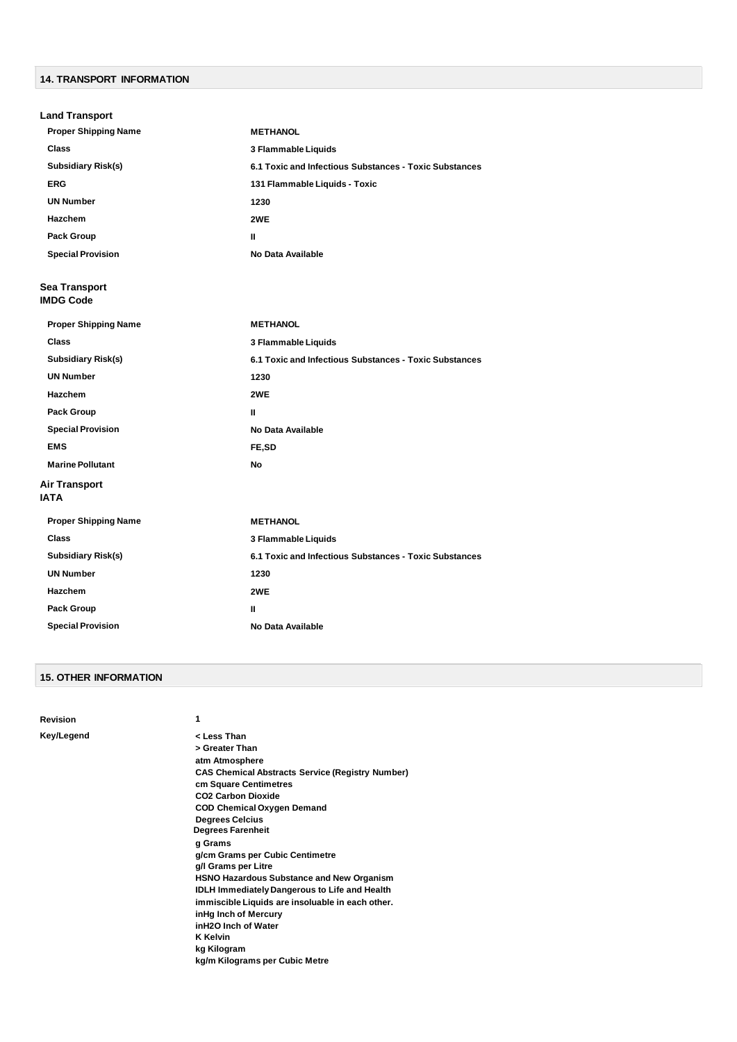## 14. TRANSPORT INFORMATION

### Land Transport

| | |
|---|---|
| **Proper Shipping Name** | **METHANOL** |
| **Class** | **3 Flammable Liquids** |
| **Subsidiary Risk(s)** | **6.1 Toxic and Infectious Substances - Toxic Substances** |
| **ERG** | **131 Flammable Liquids - Toxic** |
| **UN Number** | **1230** |
| **Hazchem** | **2WE** |
| **Pack Group** | **II** |
| **Special Provision** | **No Data Available** |

### Sea Transport
**IMDG Code**

| | |
|---|---|
| **Proper Shipping Name** | **METHANOL** |
| **Class** | **3 Flammable Liquids** |
| **Subsidiary Risk(s)** | **6.1 Toxic and Infectious Substances - Toxic Substances** |
| **UN Number** | **1230** |
| **Hazchem** | **2WE** |
| **Pack Group** | **II** |
| **Special Provision** | **No Data Available** |
| **EMS** | **FE,SD** |
| **Marine Pollutant** | **No** |

### Air Transport
**IATA**

| | |
|---|---|
| **Proper Shipping Name** | **METHANOL** |
| **Class** | **3 Flammable Liquids** |
| **Subsidiary Risk(s)** | **6.1 Toxic and Infectious Substances - Toxic Substances** |
| **UN Number** | **1230** |
| **Hazchem** | **2WE** |
| **Pack Group** | **II** |
| **Special Provision** | **No Data Available** |

## 15. OTHER INFORMATION

**Revision** 1

**Key/Legend**

- < Less Than
- > Greater Than
- atm Atmosphere
- CAS Chemical Abstracts Service (Registry Number)
- cm Square Centimetres
- CO2 Carbon Dioxide
- COD Chemical Oxygen Demand
- Degrees Celcius
- Degrees Farenheit
- g Grams
- g/cm Grams per Cubic Centimetre
- g/l Grams per Litre
- HSNO Hazardous Substance and New Organism
- IDLH Immediately Dangerous to Life and Health
- immiscible Liquids are insoluable in each other.
- inHg Inch of Mercury
- inH2O Inch of Water
- K Kelvin
- kg Kilogram
- kg/m Kilograms per Cubic Metre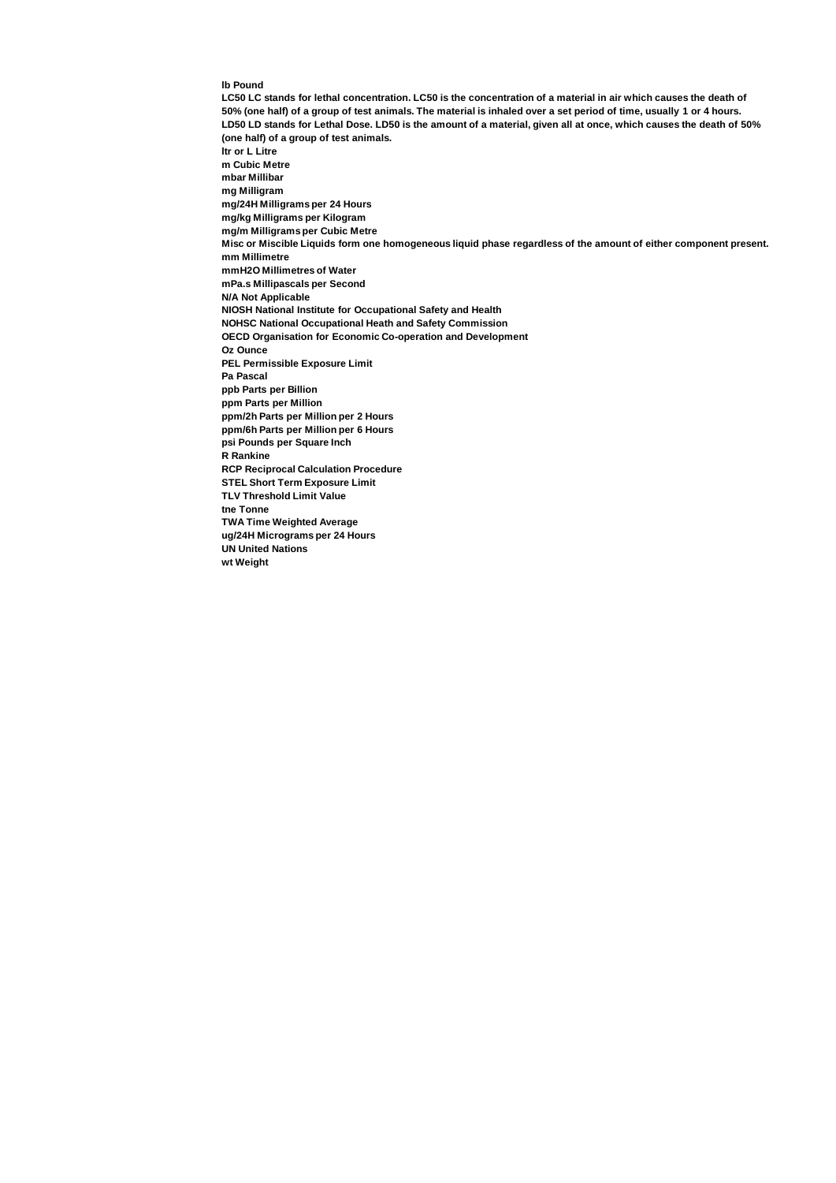**lb Pound**  
**LC50 LC stands for lethal concentration. LC50 is the concentration of a material in air which causes the death of 50% (one half) of a group of test animals. The material is inhaled over a set period of time, usually 1 or 4 hours.**  
**LD50 LD stands for Lethal Dose. LD50 is the amount of a material, given all at once, which causes the death of 50% (one half) of a group of test animals.**  
**ltr or L Litre**  
**m Cubic Metre**  
**mbar Millibar**  
**mg Milligram**  
**mg/24H Milligrams per 24 Hours**  
**mg/kg Milligrams per Kilogram**  
**mg/m Milligrams per Cubic Metre**  
**Misc or Miscible Liquids form one homogeneous liquid phase regardless of the amount of either component present.**  
**mm Millimetre**  
**mmH2O Millimetres of Water**  
**mPa.s Millipascals per Second**  
**N/A Not Applicable**  
**NIOSH National Institute for Occupational Safety and Health**  
**NOHSC National Occupational Heath and Safety Commission**  
**OECD Organisation for Economic Co-operation and Development**  
**Oz Ounce**  
**PEL Permissible Exposure Limit**  
**Pa Pascal**  
**ppb Parts per Billion**  
**ppm Parts per Million**  
**ppm/2h Parts per Million per 2 Hours**  
**ppm/6h Parts per Million per 6 Hours**  
**psi Pounds per Square Inch**  
**R Rankine**  
**RCP Reciprocal Calculation Procedure**  
**STEL Short Term Exposure Limit**  
**TLV Threshold Limit Value**  
**tne Tonne**  
**TWA Time Weighted Average**  
**ug/24H Micrograms per 24 Hours**  
**UN United Nations**  
**wt Weight**